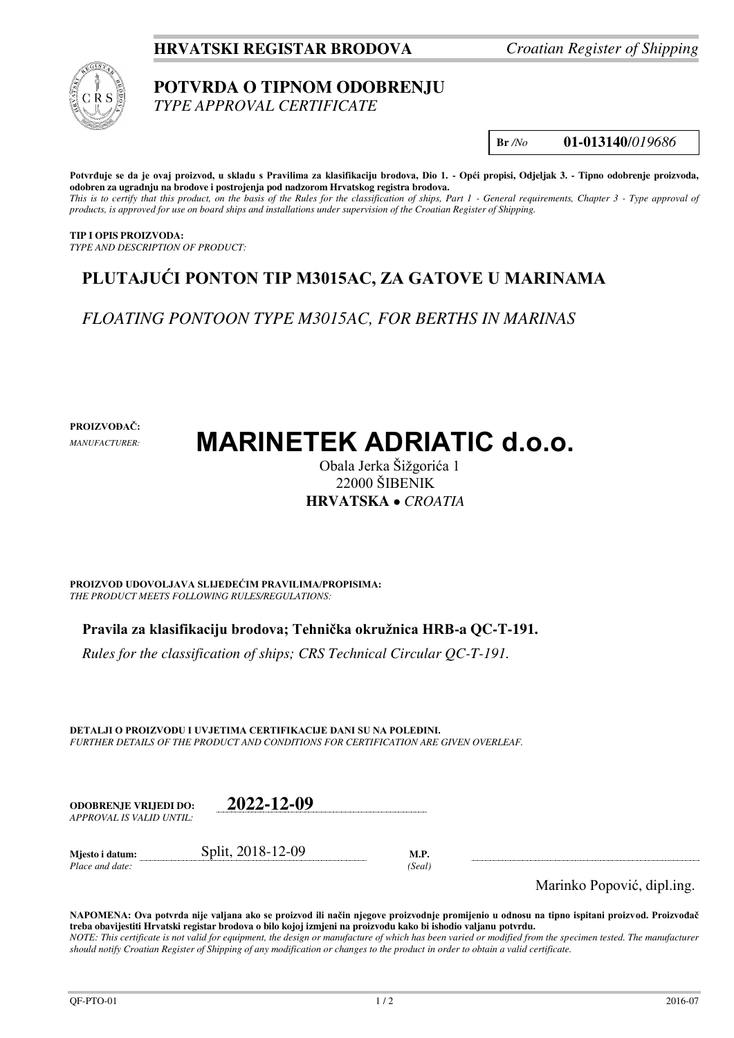**HRVATSKI REGISTAR BRODOVA** *Croatian Register of Shipping*

# POTVRDA O TIPNOM ODOBRENJU
*TYPE APPROVAL CERTIFICATE*

**Br** */No* **01-013140/***019686*

**Potvrđuje se da je ovaj proizvod, u skladu s Pravilima za klasifikaciju brodova, Dio 1. - Opći propisi, Odjeljak 3. - Tipno odobrenje proizvoda, odobren za ugradnju na brodove i postrojenja pod nadzorom Hrvatskog registra brodova.**
*This is to certify that this product, on the basis of the Rules for the classification of ships, Part 1 - General requirements, Chapter 3 - Type approval of products, is approved for use on board ships and installations under supervision of the Croatian Register of Shipping.*

**TIP I OPIS PROIZVODA:**
*TYPE AND DESCRIPTION OF PRODUCT:*

## PLUTAJUĆI PONTON TIP M3015AC, ZA GATOVE U MARINAMA

*FLOATING PONTOON TYPE M3015AC, FOR BERTHS IN MARINAS*

**PROIZVOĐAČ:**
*MANUFACTURER:*

# MARINETEK ADRIATIC d.o.o.

Obala Jerka Šižgorića 1
22000 ŠIBENIK
**HRVATSKA** • *CROATIA*

**PROIZVOD UDOVOLJAVA SLIJEDEĆIM PRAVILIMA/PROPISIMA:**
*THE PRODUCT MEETS FOLLOWING RULES/REGULATIONS:*

**Pravila za klasifikaciju brodova; Tehnička okružnica HRB-a QC-T-191.**

*Rules for the classification of ships; CRS Technical Circular QC-T-191.*

**DETALJI O PROIZVODU I UVJETIMA CERTIFIKACIJE DANI SU NA POLEĐINI.**
*FURTHER DETAILS OF THE PRODUCT AND CONDITIONS FOR CERTIFICATION ARE GIVEN OVERLEAF.*

**ODOBRENJE VRIJEDI DO:** **2022-12-09**
*APPROVAL IS VALID UNTIL:*

**Mjesto i datum:** Split, 2018-12-09 **M.P.**
*Place and date:* *(Seal)*

Marinko Popović, dipl.ing.

**NAPOMENA: Ova potvrda nije valjana ako se proizvod ili način njegove proizvodnje promijenio u odnosu na tipno ispitani proizvod. Proizvođač treba obavijestiti Hrvatski registar brodova o bilo kojoj izmjeni na proizvodu kako bi ishodio valjanu potvrdu.**
*NOTE: This certificate is not valid for equipment, the design or manufacture of which has been varied or modified from the specimen tested. The manufacturer should notify Croatian Register of Shipping of any modification or changes to the product in order to obtain a valid certificate.*

QF-PTO-01 2016-07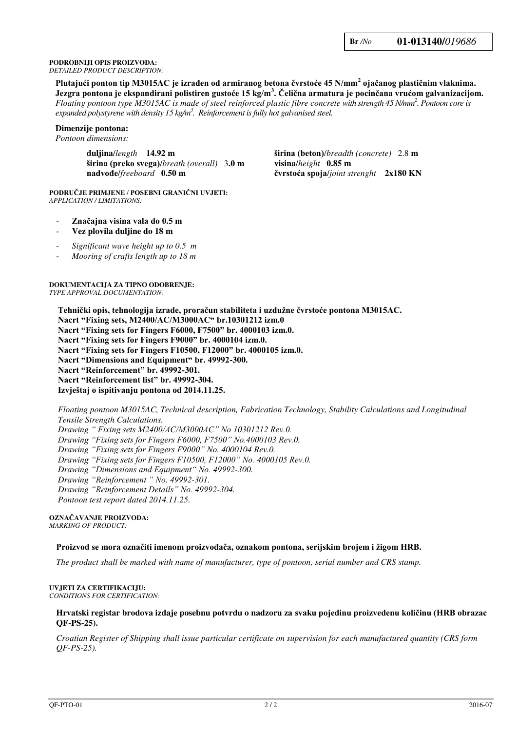**Br** */No* **01-013140/***019686*

**PODROBNIJI OPIS PROIZVODA:**
*DETAILED PRODUCT DESCRIPTION:*

**Plutajući ponton tip M3015AC je izrađen od armiranog betona čvrstoće 45 N/mm$^2$ ojačanog plastičnim vlaknima. Jezgra pontona je ekspandirani polistiren gustoće 15 kg/m$^3$. Čelična armatura je pocinčana vrućom galvanizacijom.**
*Floating pontoon type M3015AC is made of steel reinforced plastic fibre concrete with strength 45 N/mm$^2$. Pontoon core is expanded polystyrene with density 15 kg/m$^3$. Reinforcement is fully hot galvanised steel.*

**Dimenzije pontona:**
*Pontoon dimensions:*

| | |
|---|---|
| **duljina/***length* **14.92 m** | **širina (beton)/***breadth (concrete)* 2.8 **m** |
| **širina (preko svega)/***breath (overall)* 3**.0 m** | **visina/***height* **0.85 m** |
| **nadvođe/***freeboard* **0.50 m** | **čvrstoća spoja/***joint strenght* **2x180 KN** |

**PODRUČJE PRIMJENE / POSEBNI GRANIČNI UVJETI:**
*APPLICATION / LIMITATIONS:*

- **Značajna visina vala do 0.5 m**
- **Vez plovila duljine do 18 m**

- *Significant wave height up to 0.5 m*
- *Mooring of crafts length up to 18 m*

**DOKUMENTACIJA ZA TIPNO ODOBRENJE:**
*TYPE APPROVAL DOCUMENTATION:*

**Tehnički opis, tehnologija izrade, proračun stabiliteta i uzdužne čvrstoće pontona M3015AC.**
**Nacrt "Fixing sets, M2400/AC/M3000AC" br.10301212 izm.0**
**Nacrt "Fixing sets for Fingers F6000, F7500" br. 4000103 izm.0.**
**Nacrt "Fixing sets for Fingers F9000" br. 4000104 izm.0.**
**Nacrt "Fixing sets for Fingers F10500, F12000" br. 4000105 izm.0.**
**Nacrt "Dimensions and Equipment" br. 49992-300.**
**Nacrt "Reinforcement" br. 49992-301.**
**Nacrt "Reinforcement list" br. 49992-304.**
**Izvještaj o ispitivanju pontona od 2014.11.25.**

*Floating pontoon M3015AC, Technical description, Fabrication Technology, Stability Calculations and Longitudinal Tensile Strength Calculations.*
*Drawing " Fixing sets M2400/AC/M3000AC" No 10301212 Rev.0.*
*Drawing "Fixing sets for Fingers F6000, F7500" No.4000103 Rev.0.*
*Drawing "Fixing sets for Fingers F9000" No. 4000104 Rev.0.*
*Drawing "Fixing sets for Fingers F10500, F12000" No. 4000105 Rev.0.*
*Drawing "Dimensions and Equipment" No. 49992-300.*
*Drawing "Reinforcement " No. 49992-301.*
*Drawing "Reinforcement Details" No. 49992-304.*
*Pontoon test report dated 2014.11.25.*

**OZNAČAVANJE PROIZVODA:**
*MARKING OF PRODUCT:*

**Proizvod se mora označiti imenom proizvođača, oznakom pontona, serijskim brojem i žigom HRB.**

*The product shall be marked with name of manufacturer, type of pontoon, serial number and CRS stamp.*

**UVJETI ZA CERTIFIKACIJU:**
*CONDITIONS FOR CERTIFICATION:*

**Hrvatski registar brodova izdaje posebnu potvrdu o nadzoru za svaku pojedinu proizvedenu količinu (HRB obrazac QF-PS-25).**

*Croatian Register of Shipping shall issue particular certificate on supervision for each manufactured quantity (CRS form QF-PS-25).*